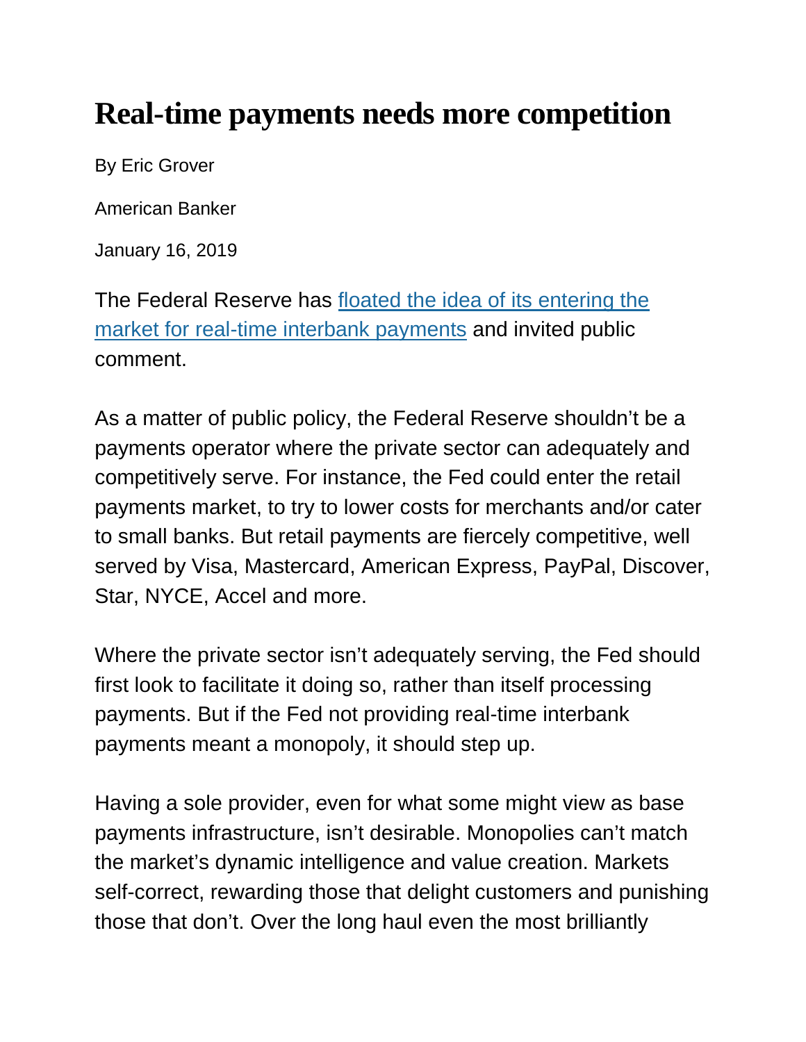# Real-time payments needs more competition

By Eric Grover

American Banker

January 16, 2019

The Federal Reserve has [floated the idea of its entering the market for real-time interbank payments]() and invited public comment.

As a matter of public policy, the Federal Reserve shouldn't be a payments operator where the private sector can adequately and competitively serve. For instance, the Fed could enter the retail payments market, to try to lower costs for merchants and/or cater to small banks. But retail payments are fiercely competitive, well served by Visa, Mastercard, American Express, PayPal, Discover, Star, NYCE, Accel and more.

Where the private sector isn't adequately serving, the Fed should first look to facilitate it doing so, rather than itself processing payments. But if the Fed not providing real-time interbank payments meant a monopoly, it should step up.

Having a sole provider, even for what some might view as base payments infrastructure, isn't desirable. Monopolies can't match the market's dynamic intelligence and value creation. Markets self-correct, rewarding those that delight customers and punishing those that don't. Over the long haul even the most brilliantly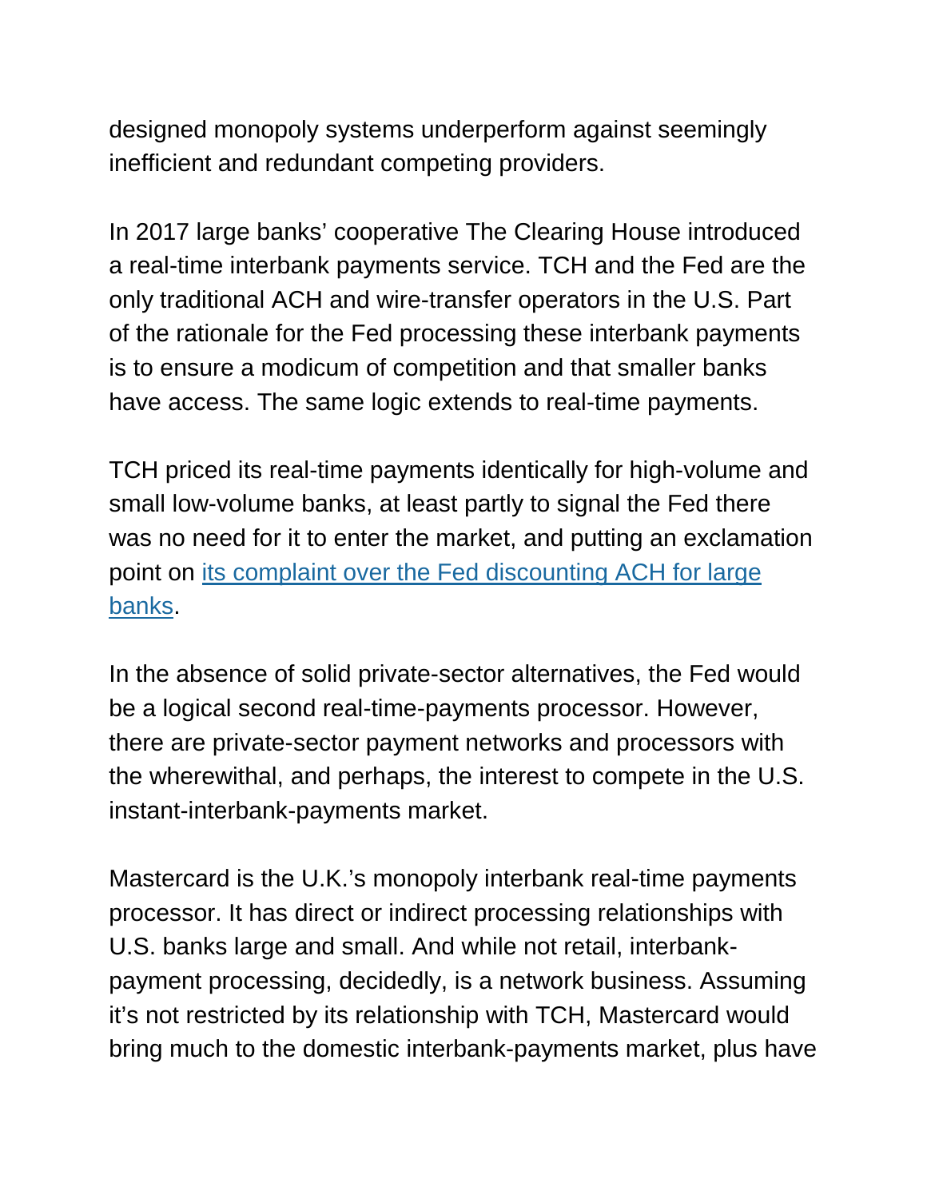designed monopoly systems underperform against seemingly inefficient and redundant competing providers.

In 2017 large banks' cooperative The Clearing House introduced a real-time interbank payments service. TCH and the Fed are the only traditional ACH and wire-transfer operators in the U.S. Part of the rationale for the Fed processing these interbank payments is to ensure a modicum of competition and that smaller banks have access. The same logic extends to real-time payments.

TCH priced its real-time payments identically for high-volume and small low-volume banks, at least partly to signal the Fed there was no need for it to enter the market, and putting an exclamation point on [its complaint over the Fed discounting ACH for large banks](#).

In the absence of solid private-sector alternatives, the Fed would be a logical second real-time-payments processor. However, there are private-sector payment networks and processors with the wherewithal, and perhaps, the interest to compete in the U.S. instant-interbank-payments market.

Mastercard is the U.K.'s monopoly interbank real-time payments processor. It has direct or indirect processing relationships with U.S. banks large and small. And while not retail, interbank-payment processing, decidedly, is a network business. Assuming it's not restricted by its relationship with TCH, Mastercard would bring much to the domestic interbank-payments market, plus have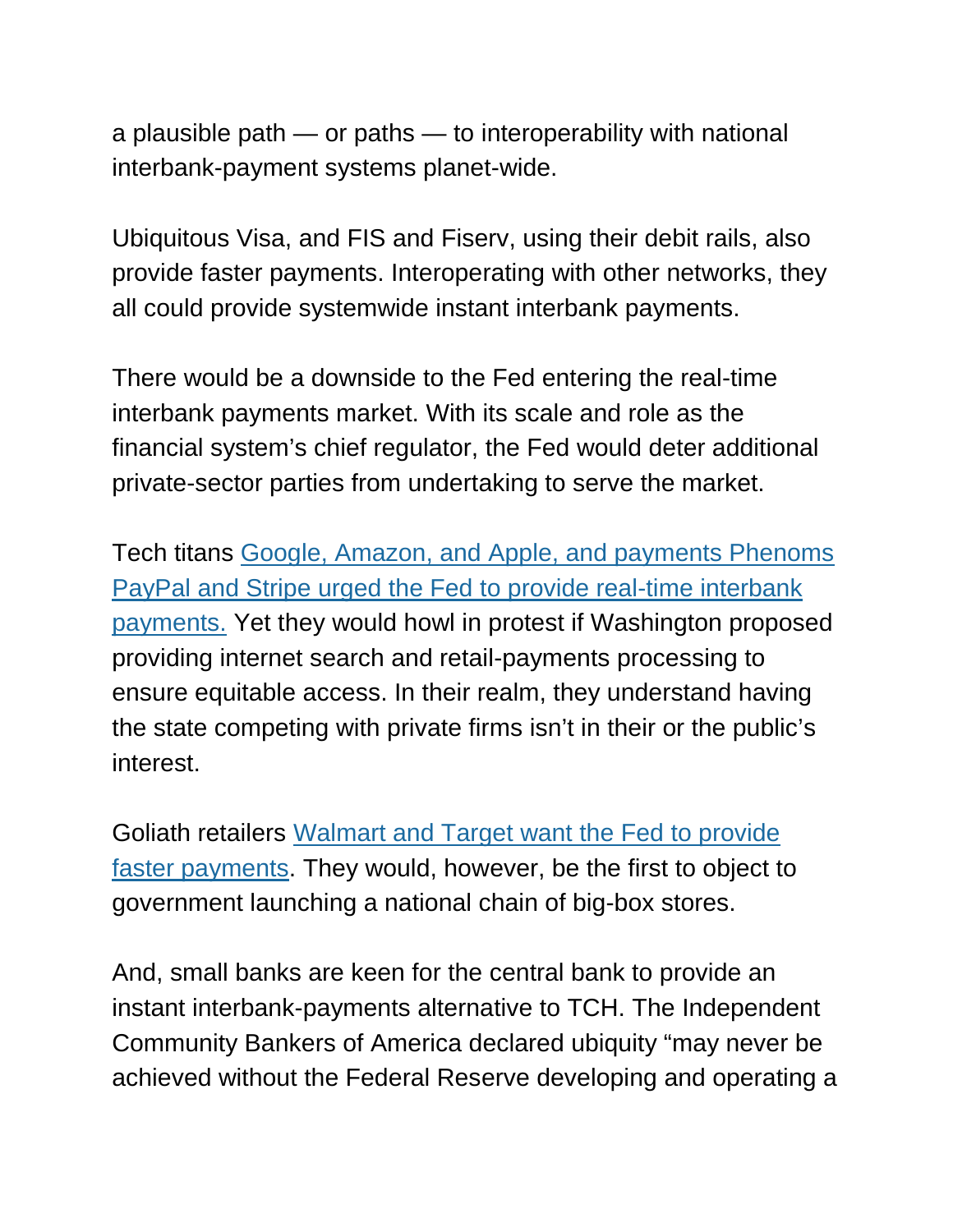a plausible path — or paths — to interoperability with national interbank-payment systems planet-wide.

Ubiquitous Visa, and FIS and Fiserv, using their debit rails, also provide faster payments. Interoperating with other networks, they all could provide systemwide instant interbank payments.

There would be a downside to the Fed entering the real-time interbank payments market. With its scale and role as the financial system's chief regulator, the Fed would deter additional private-sector parties from undertaking to serve the market.

Tech titans Google, Amazon, and Apple, and payments Phenoms PayPal and Stripe urged the Fed to provide real-time interbank payments. Yet they would howl in protest if Washington proposed providing internet search and retail-payments processing to ensure equitable access. In their realm, they understand having the state competing with private firms isn't in their or the public's interest.

Goliath retailers Walmart and Target want the Fed to provide faster payments. They would, however, be the first to object to government launching a national chain of big-box stores.

And, small banks are keen for the central bank to provide an instant interbank-payments alternative to TCH. The Independent Community Bankers of America declared ubiquity "may never be achieved without the Federal Reserve developing and operating a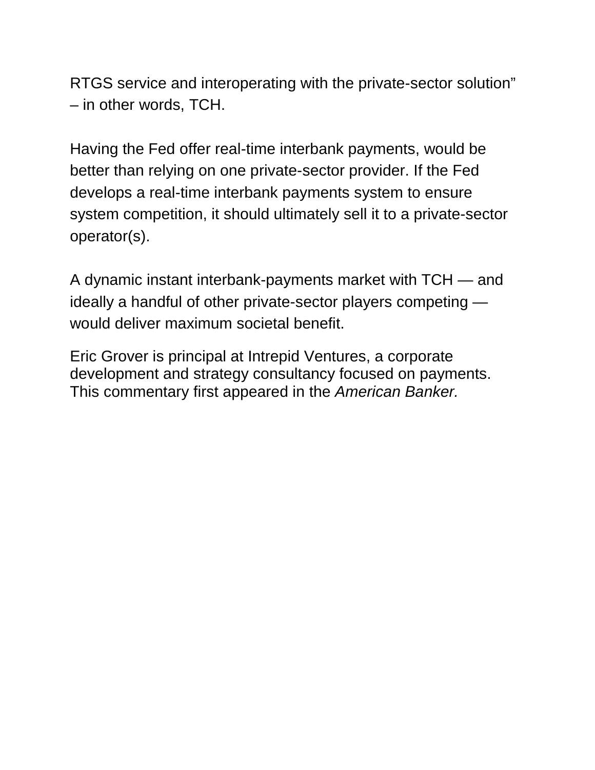RTGS service and interoperating with the private-sector solution" – in other words, TCH.

Having the Fed offer real-time interbank payments, would be better than relying on one private-sector provider. If the Fed develops a real-time interbank payments system to ensure system competition, it should ultimately sell it to a private-sector operator(s).

A dynamic instant interbank-payments market with TCH — and ideally a handful of other private-sector players competing — would deliver maximum societal benefit.

Eric Grover is principal at Intrepid Ventures, a corporate development and strategy consultancy focused on payments. This commentary first appeared in the *American Banker.*